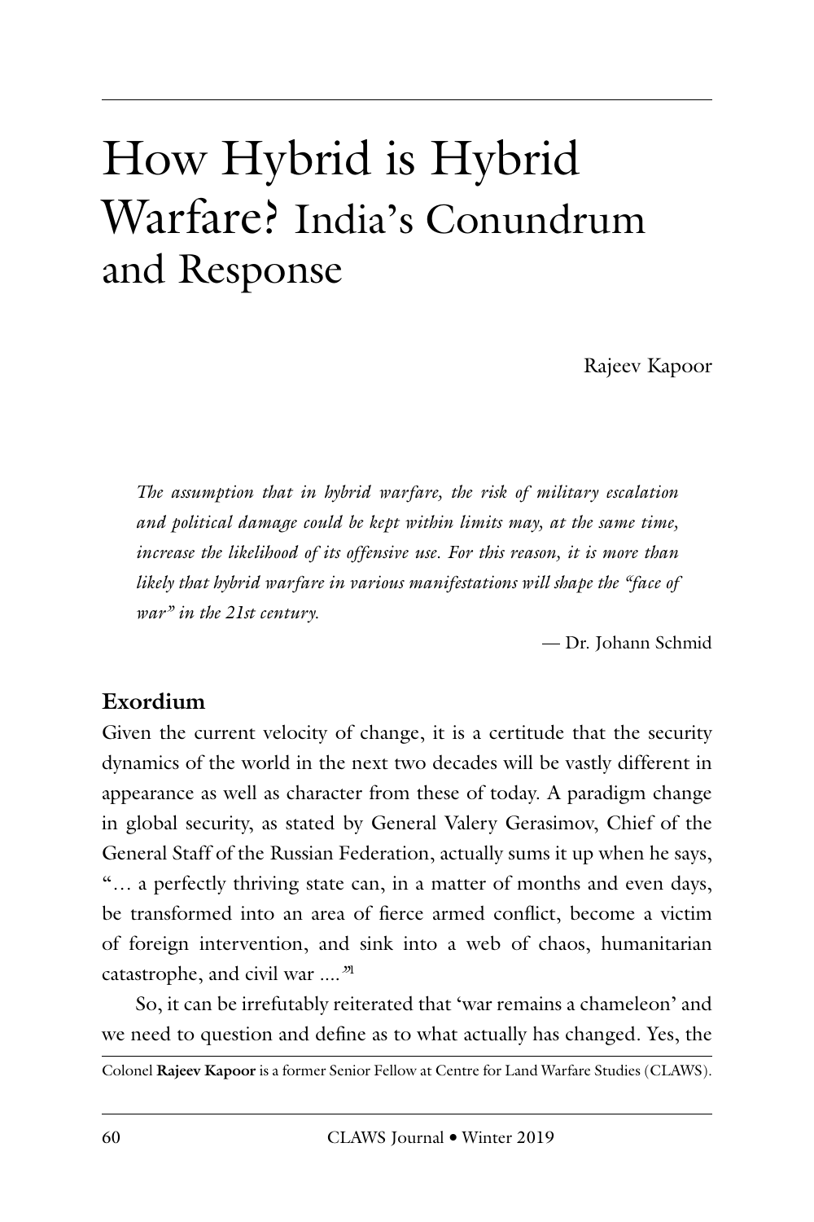# How Hybrid is Hybrid Warfare? India's Conundrum and Response

Rajeev Kapoor

*The assumption that in hybrid warfare, the risk of military escalation and political damage could be kept within limits may, at the same time, increase the likelihood of its offensive use. For this reason, it is more than likely that hybrid warfare in various manifestations will shape the "face of war" in the 21st century.*

— Dr. Johann Schmid

## Exordium

Given the current velocity of change, it is a certitude that the security dynamics of the world in the next two decades will be vastly different in appearance as well as character from these of today. A paradigm change in global security, as stated by General Valery Gerasimov, Chief of the General Staff of the Russian Federation, actually sums it up when he says, "… a perfectly thriving state can, in a matter of months and even days, be transformed into an area of fierce armed conflict, become a victim of foreign intervention, and sink into a web of chaos, humanitarian catastrophe, and civil war ...."[1]

So, it can be irrefutably reiterated that 'war remains a chameleon' and we need to question and define as to what actually has changed. Yes, the

Colonel **Rajeev Kapoor** is a former Senior Fellow at Centre for Land Warfare Studies (CLAWS).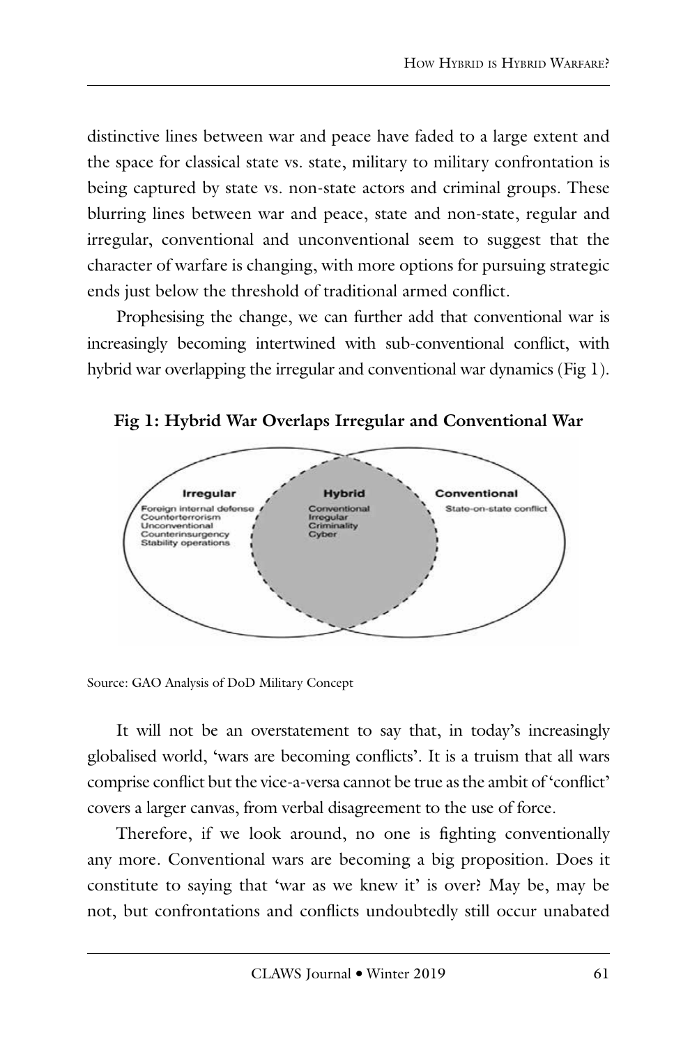distinctive lines between war and peace have faded to a large extent and the space for classical state vs. state, military to military confrontation is being captured by state vs. non-state actors and criminal groups. These blurring lines between war and peace, state and non-state, regular and irregular, conventional and unconventional seem to suggest that the character of warfare is changing, with more options for pursuing strategic ends just below the threshold of traditional armed conflict.

Prophesising the change, we can further add that conventional war is increasingly becoming intertwined with sub-conventional conflict, with hybrid war overlapping the irregular and conventional war dynamics (Fig 1).

**Fig 1: Hybrid War Overlaps Irregular and Conventional War**

Source: GAO Analysis of DoD Military Concept

It will not be an overstatement to say that, in today's increasingly globalised world, 'wars are becoming conflicts'. It is a truism that all wars comprise conflict but the vice-a-versa cannot be true as the ambit of 'conflict' covers a larger canvas, from verbal disagreement to the use of force.

Therefore, if we look around, no one is fighting conventionally any more. Conventional wars are becoming a big proposition. Does it constitute to saying that 'war as we knew it' is over? May be, may be not, but confrontations and conflicts undoubtedly still occur unabated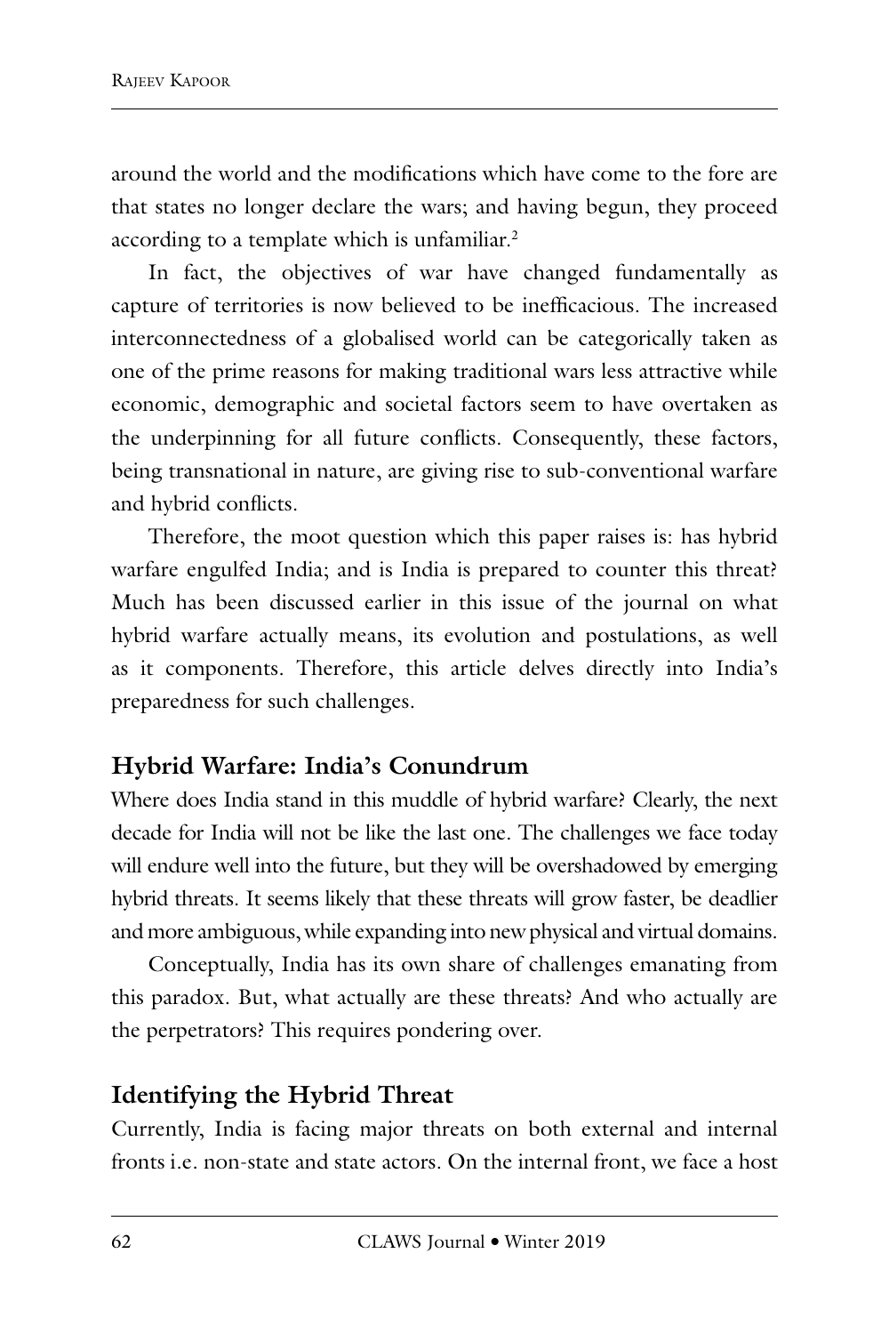around the world and the modifications which have come to the fore are that states no longer declare the wars; and having begun, they proceed according to a template which is unfamiliar.[2]

In fact, the objectives of war have changed fundamentally as capture of territories is now believed to be inefficacious. The increased interconnectedness of a globalised world can be categorically taken as one of the prime reasons for making traditional wars less attractive while economic, demographic and societal factors seem to have overtaken as the underpinning for all future conflicts. Consequently, these factors, being transnational in nature, are giving rise to sub-conventional warfare and hybrid conflicts.

Therefore, the moot question which this paper raises is: has hybrid warfare engulfed India; and is India is prepared to counter this threat? Much has been discussed earlier in this issue of the journal on what hybrid warfare actually means, its evolution and postulations, as well as it components. Therefore, this article delves directly into India's preparedness for such challenges.

## Hybrid Warfare: India's Conundrum

Where does India stand in this muddle of hybrid warfare? Clearly, the next decade for India will not be like the last one. The challenges we face today will endure well into the future, but they will be overshadowed by emerging hybrid threats. It seems likely that these threats will grow faster, be deadlier and more ambiguous, while expanding into new physical and virtual domains.

Conceptually, India has its own share of challenges emanating from this paradox. But, what actually are these threats? And who actually are the perpetrators? This requires pondering over.

## Identifying the Hybrid Threat

Currently, India is facing major threats on both external and internal fronts i.e. non-state and state actors. On the internal front, we face a host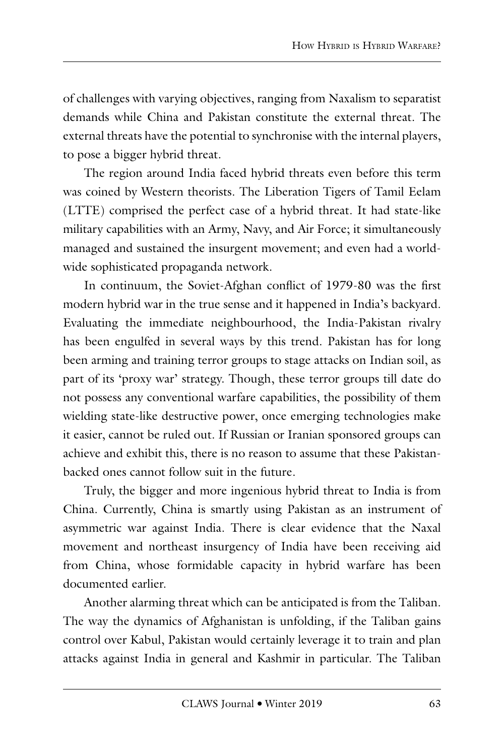of challenges with varying objectives, ranging from Naxalism to separatist demands while China and Pakistan constitute the external threat. The external threats have the potential to synchronise with the internal players, to pose a bigger hybrid threat.

The region around India faced hybrid threats even before this term was coined by Western theorists. The Liberation Tigers of Tamil Eelam (LTTE) comprised the perfect case of a hybrid threat. It had state-like military capabilities with an Army, Navy, and Air Force; it simultaneously managed and sustained the insurgent movement; and even had a world-wide sophisticated propaganda network.

In continuum, the Soviet-Afghan conflict of 1979-80 was the first modern hybrid war in the true sense and it happened in India's backyard. Evaluating the immediate neighbourhood, the India-Pakistan rivalry has been engulfed in several ways by this trend. Pakistan has for long been arming and training terror groups to stage attacks on Indian soil, as part of its 'proxy war' strategy. Though, these terror groups till date do not possess any conventional warfare capabilities, the possibility of them wielding state-like destructive power, once emerging technologies make it easier, cannot be ruled out. If Russian or Iranian sponsored groups can achieve and exhibit this, there is no reason to assume that these Pakistan-backed ones cannot follow suit in the future.

Truly, the bigger and more ingenious hybrid threat to India is from China. Currently, China is smartly using Pakistan as an instrument of asymmetric war against India. There is clear evidence that the Naxal movement and northeast insurgency of India have been receiving aid from China, whose formidable capacity in hybrid warfare has been documented earlier.

Another alarming threat which can be anticipated is from the Taliban. The way the dynamics of Afghanistan is unfolding, if the Taliban gains control over Kabul, Pakistan would certainly leverage it to train and plan attacks against India in general and Kashmir in particular. The Taliban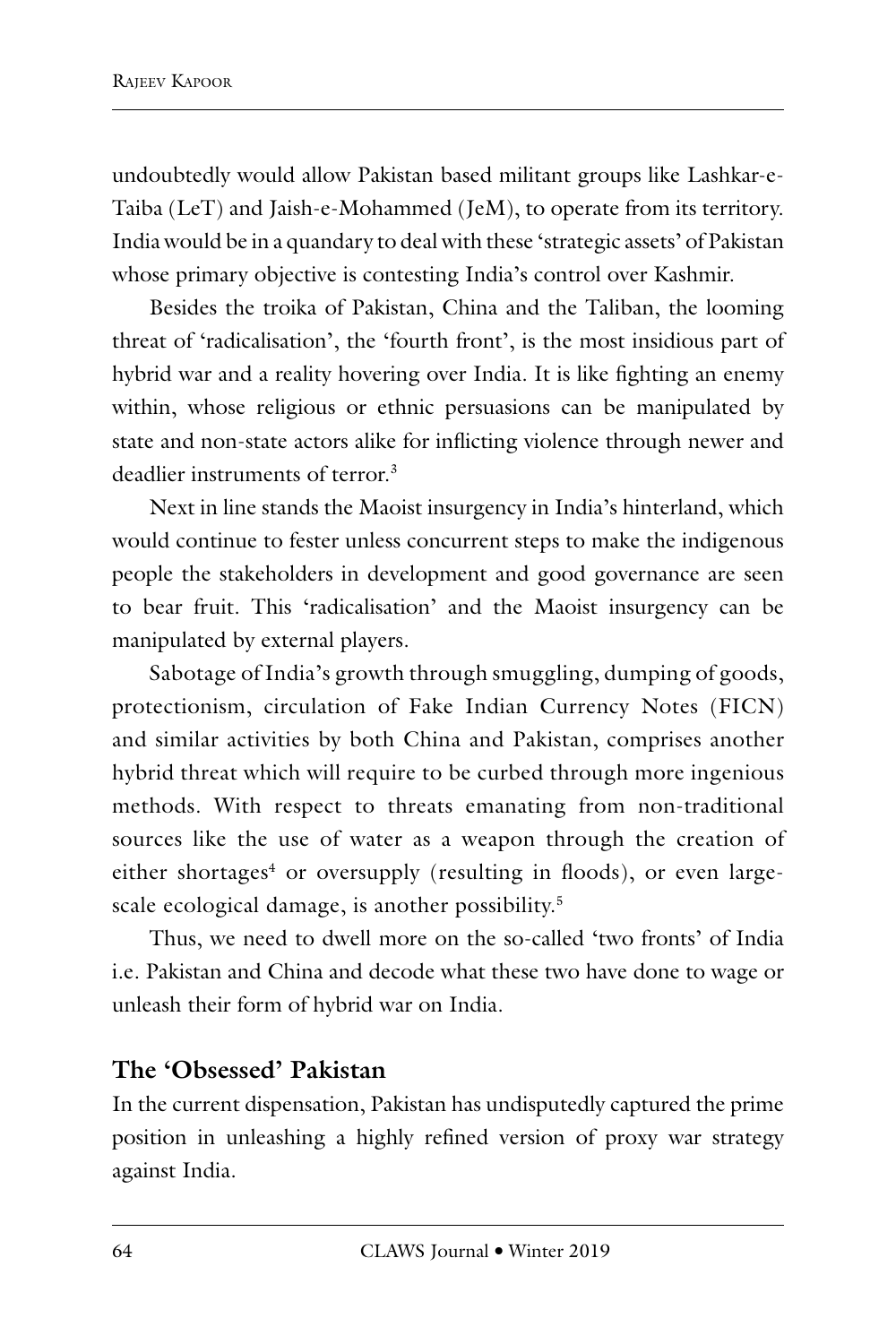undoubtedly would allow Pakistan based militant groups like Lashkar-e-Taiba (LeT) and Jaish-e-Mohammed (JeM), to operate from its territory. India would be in a quandary to deal with these 'strategic assets' of Pakistan whose primary objective is contesting India's control over Kashmir.

Besides the troika of Pakistan, China and the Taliban, the looming threat of 'radicalisation', the 'fourth front', is the most insidious part of hybrid war and a reality hovering over India. It is like fighting an enemy within, whose religious or ethnic persuasions can be manipulated by state and non-state actors alike for inflicting violence through newer and deadlier instruments of terror.[3]

Next in line stands the Maoist insurgency in India's hinterland, which would continue to fester unless concurrent steps to make the indigenous people the stakeholders in development and good governance are seen to bear fruit. This 'radicalisation' and the Maoist insurgency can be manipulated by external players.

Sabotage of India's growth through smuggling, dumping of goods, protectionism, circulation of Fake Indian Currency Notes (FICN) and similar activities by both China and Pakistan, comprises another hybrid threat which will require to be curbed through more ingenious methods. With respect to threats emanating from non-traditional sources like the use of water as a weapon through the creation of either shortages[4] or oversupply (resulting in floods), or even large-scale ecological damage, is another possibility.[5]

Thus, we need to dwell more on the so-called 'two fronts' of India i.e. Pakistan and China and decode what these two have done to wage or unleash their form of hybrid war on India.

## The 'Obsessed' Pakistan

In the current dispensation, Pakistan has undisputedly captured the prime position in unleashing a highly refined version of proxy war strategy against India.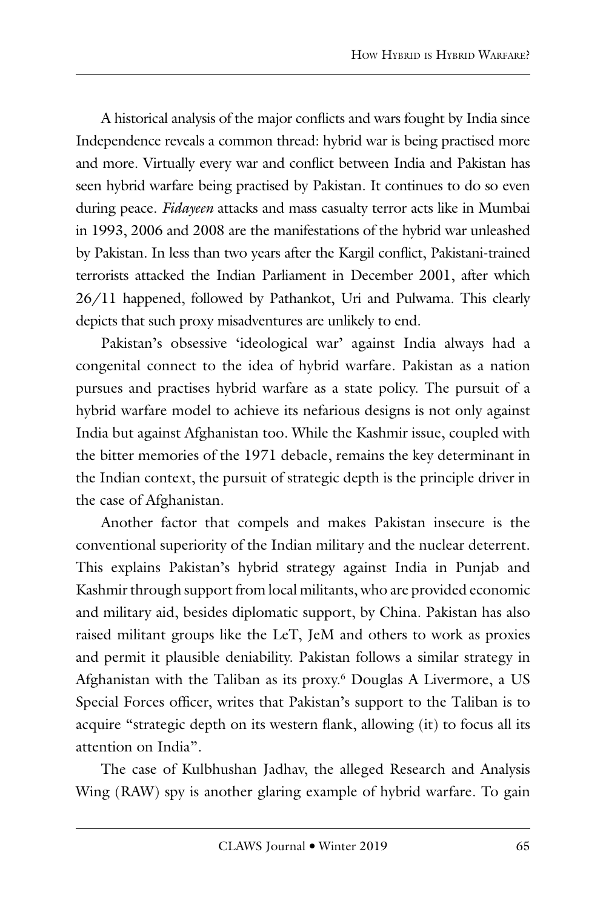A historical analysis of the major conflicts and wars fought by India since Independence reveals a common thread: hybrid war is being practised more and more. Virtually every war and conflict between India and Pakistan has seen hybrid warfare being practised by Pakistan. It continues to do so even during peace. *Fidayeen* attacks and mass casualty terror acts like in Mumbai in 1993, 2006 and 2008 are the manifestations of the hybrid war unleashed by Pakistan. In less than two years after the Kargil conflict, Pakistani-trained terrorists attacked the Indian Parliament in December 2001, after which 26/11 happened, followed by Pathankot, Uri and Pulwama. This clearly depicts that such proxy misadventures are unlikely to end.

Pakistan's obsessive 'ideological war' against India always had a congenital connect to the idea of hybrid warfare. Pakistan as a nation pursues and practises hybrid warfare as a state policy. The pursuit of a hybrid warfare model to achieve its nefarious designs is not only against India but against Afghanistan too. While the Kashmir issue, coupled with the bitter memories of the 1971 debacle, remains the key determinant in the Indian context, the pursuit of strategic depth is the principle driver in the case of Afghanistan.

Another factor that compels and makes Pakistan insecure is the conventional superiority of the Indian military and the nuclear deterrent. This explains Pakistan's hybrid strategy against India in Punjab and Kashmir through support from local militants, who are provided economic and military aid, besides diplomatic support, by China. Pakistan has also raised militant groups like the LeT, JeM and others to work as proxies and permit it plausible deniability. Pakistan follows a similar strategy in Afghanistan with the Taliban as its proxy.[6] Douglas A Livermore, a US Special Forces officer, writes that Pakistan's support to the Taliban is to acquire "strategic depth on its western flank, allowing (it) to focus all its attention on India".

The case of Kulbhushan Jadhav, the alleged Research and Analysis Wing (RAW) spy is another glaring example of hybrid warfare. To gain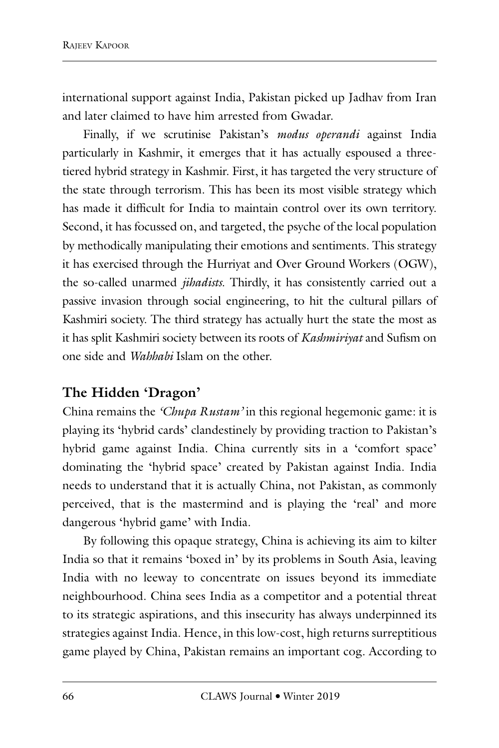international support against India, Pakistan picked up Jadhav from Iran and later claimed to have him arrested from Gwadar.

Finally, if we scrutinise Pakistan's *modus operandi* against India particularly in Kashmir, it emerges that it has actually espoused a three-tiered hybrid strategy in Kashmir. First, it has targeted the very structure of the state through terrorism. This has been its most visible strategy which has made it difficult for India to maintain control over its own territory. Second, it has focussed on, and targeted, the psyche of the local population by methodically manipulating their emotions and sentiments. This strategy it has exercised through the Hurriyat and Over Ground Workers (OGW), the so-called unarmed *jihadists*. Thirdly, it has consistently carried out a passive invasion through social engineering, to hit the cultural pillars of Kashmiri society. The third strategy has actually hurt the state the most as it has split Kashmiri society between its roots of *Kashmiriyat* and Sufism on one side and *Wahhabi* Islam on the other.

## The Hidden 'Dragon'

China remains the *'Chupa Rustam'* in this regional hegemonic game: it is playing its 'hybrid cards' clandestinely by providing traction to Pakistan's hybrid game against India. China currently sits in a 'comfort space' dominating the 'hybrid space' created by Pakistan against India. India needs to understand that it is actually China, not Pakistan, as commonly perceived, that is the mastermind and is playing the 'real' and more dangerous 'hybrid game' with India.

By following this opaque strategy, China is achieving its aim to kilter India so that it remains 'boxed in' by its problems in South Asia, leaving India with no leeway to concentrate on issues beyond its immediate neighbourhood. China sees India as a competitor and a potential threat to its strategic aspirations, and this insecurity has always underpinned its strategies against India. Hence, in this low-cost, high returns surreptitious game played by China, Pakistan remains an important cog. According to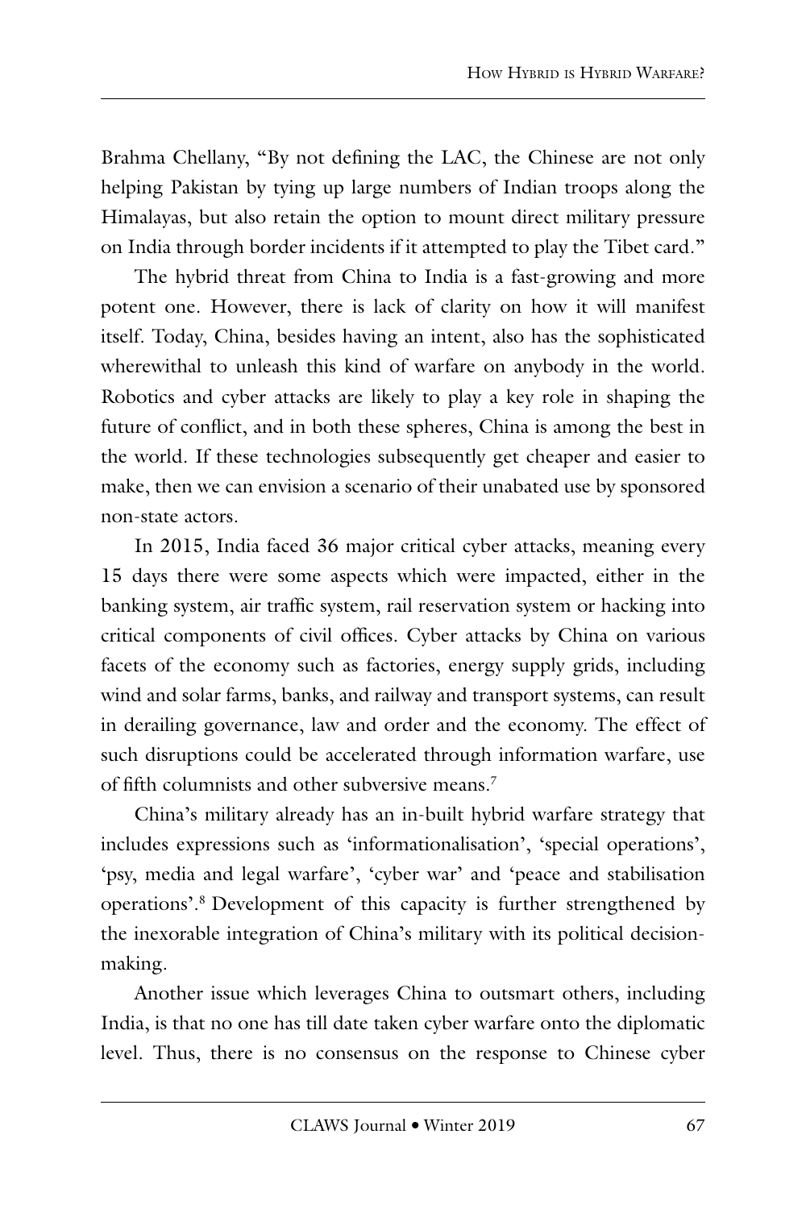Brahma Chellany, "By not defining the LAC, the Chinese are not only helping Pakistan by tying up large numbers of Indian troops along the Himalayas, but also retain the option to mount direct military pressure on India through border incidents if it attempted to play the Tibet card."

The hybrid threat from China to India is a fast-growing and more potent one. However, there is lack of clarity on how it will manifest itself. Today, China, besides having an intent, also has the sophisticated wherewithal to unleash this kind of warfare on anybody in the world. Robotics and cyber attacks are likely to play a key role in shaping the future of conflict, and in both these spheres, China is among the best in the world. If these technologies subsequently get cheaper and easier to make, then we can envision a scenario of their unabated use by sponsored non-state actors.

In 2015, India faced 36 major critical cyber attacks, meaning every 15 days there were some aspects which were impacted, either in the banking system, air traffic system, rail reservation system or hacking into critical components of civil offices. Cyber attacks by China on various facets of the economy such as factories, energy supply grids, including wind and solar farms, banks, and railway and transport systems, can result in derailing governance, law and order and the economy. The effect of such disruptions could be accelerated through information warfare, use of fifth columnists and other subversive means.[7]

China's military already has an in-built hybrid warfare strategy that includes expressions such as 'informationalisation', 'special operations', 'psy, media and legal warfare', 'cyber war' and 'peace and stabilisation operations'.[8] Development of this capacity is further strengthened by the inexorable integration of China's military with its political decision-making.

Another issue which leverages China to outsmart others, including India, is that no one has till date taken cyber warfare onto the diplomatic level. Thus, there is no consensus on the response to Chinese cyber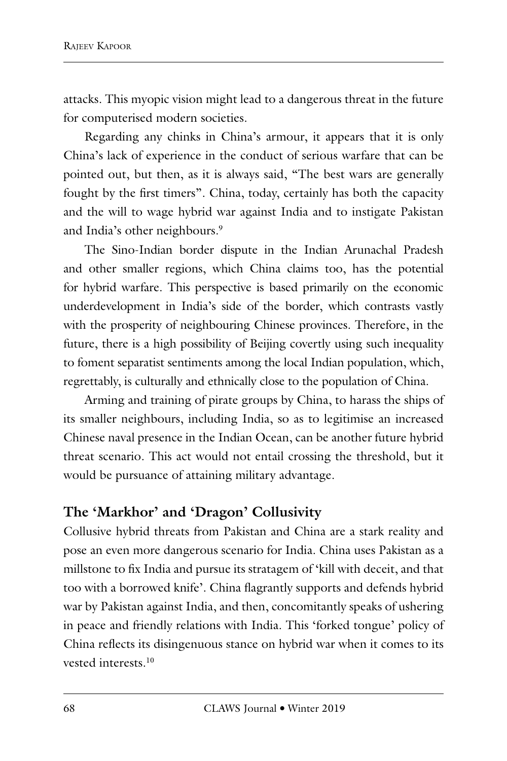attacks. This myopic vision might lead to a dangerous threat in the future for computerised modern societies.

Regarding any chinks in China's armour, it appears that it is only China's lack of experience in the conduct of serious warfare that can be pointed out, but then, as it is always said, "The best wars are generally fought by the first timers". China, today, certainly has both the capacity and the will to wage hybrid war against India and to instigate Pakistan and India's other neighbours.[9]

The Sino-Indian border dispute in the Indian Arunachal Pradesh and other smaller regions, which China claims too, has the potential for hybrid warfare. This perspective is based primarily on the economic underdevelopment in India's side of the border, which contrasts vastly with the prosperity of neighbouring Chinese provinces. Therefore, in the future, there is a high possibility of Beijing covertly using such inequality to foment separatist sentiments among the local Indian population, which, regrettably, is culturally and ethnically close to the population of China.

Arming and training of pirate groups by China, to harass the ships of its smaller neighbours, including India, so as to legitimise an increased Chinese naval presence in the Indian Ocean, can be another future hybrid threat scenario. This act would not entail crossing the threshold, but it would be pursuance of attaining military advantage.

## The 'Markhor' and 'Dragon' Collusivity

Collusive hybrid threats from Pakistan and China are a stark reality and pose an even more dangerous scenario for India. China uses Pakistan as a millstone to fix India and pursue its stratagem of 'kill with deceit, and that too with a borrowed knife'. China flagrantly supports and defends hybrid war by Pakistan against India, and then, concomitantly speaks of ushering in peace and friendly relations with India. This 'forked tongue' policy of China reflects its disingenuous stance on hybrid war when it comes to its vested interests.[10]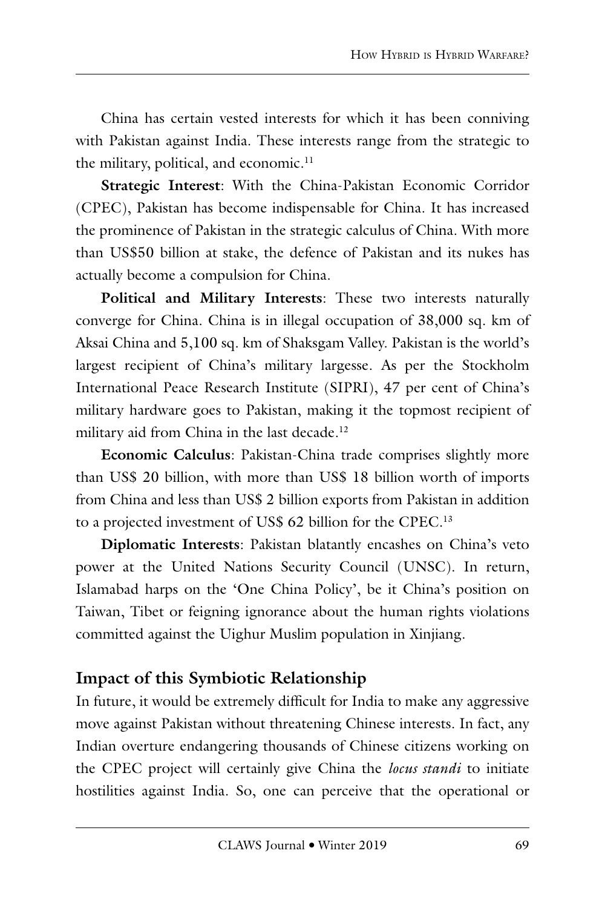China has certain vested interests for which it has been conniving with Pakistan against India. These interests range from the strategic to the military, political, and economic.[11]

**Strategic Interest**: With the China-Pakistan Economic Corridor (CPEC), Pakistan has become indispensable for China. It has increased the prominence of Pakistan in the strategic calculus of China. With more than US$50 billion at stake, the defence of Pakistan and its nukes has actually become a compulsion for China.

**Political and Military Interests**: These two interests naturally converge for China. China is in illegal occupation of 38,000 sq. km of Aksai China and 5,100 sq. km of Shaksgam Valley. Pakistan is the world's largest recipient of China's military largesse. As per the Stockholm International Peace Research Institute (SIPRI), 47 per cent of China's military hardware goes to Pakistan, making it the topmost recipient of military aid from China in the last decade.[12]

**Economic Calculus**: Pakistan-China trade comprises slightly more than US$ 20 billion, with more than US$ 18 billion worth of imports from China and less than US$ 2 billion exports from Pakistan in addition to a projected investment of US$ 62 billion for the CPEC.[13]

**Diplomatic Interests**: Pakistan blatantly encashes on China's veto power at the United Nations Security Council (UNSC). In return, Islamabad harps on the 'One China Policy', be it China's position on Taiwan, Tibet or feigning ignorance about the human rights violations committed against the Uighur Muslim population in Xinjiang.

## Impact of this Symbiotic Relationship

In future, it would be extremely difficult for India to make any aggressive move against Pakistan without threatening Chinese interests. In fact, any Indian overture endangering thousands of Chinese citizens working on the CPEC project will certainly give China the *locus standi* to initiate hostilities against India. So, one can perceive that the operational or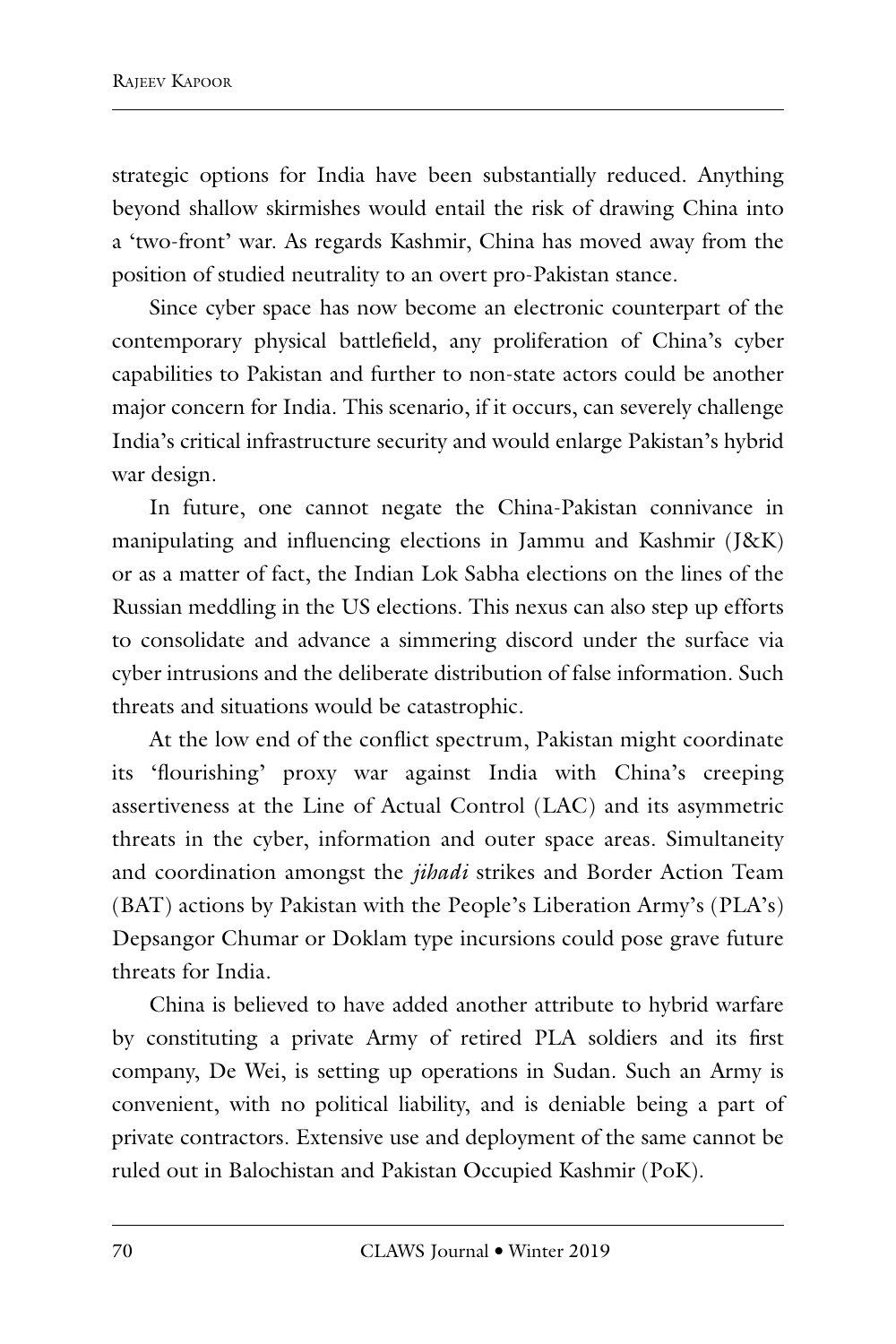strategic options for India have been substantially reduced. Anything beyond shallow skirmishes would entail the risk of drawing China into a 'two-front' war. As regards Kashmir, China has moved away from the position of studied neutrality to an overt pro-Pakistan stance.

Since cyber space has now become an electronic counterpart of the contemporary physical battlefield, any proliferation of China's cyber capabilities to Pakistan and further to non-state actors could be another major concern for India. This scenario, if it occurs, can severely challenge India's critical infrastructure security and would enlarge Pakistan's hybrid war design.

In future, one cannot negate the China-Pakistan connivance in manipulating and influencing elections in Jammu and Kashmir (J&K) or as a matter of fact, the Indian Lok Sabha elections on the lines of the Russian meddling in the US elections. This nexus can also step up efforts to consolidate and advance a simmering discord under the surface via cyber intrusions and the deliberate distribution of false information. Such threats and situations would be catastrophic.

At the low end of the conflict spectrum, Pakistan might coordinate its 'flourishing' proxy war against India with China's creeping assertiveness at the Line of Actual Control (LAC) and its asymmetric threats in the cyber, information and outer space areas. Simultaneity and coordination amongst the *jihadi* strikes and Border Action Team (BAT) actions by Pakistan with the People's Liberation Army's (PLA's) Depsangor Chumar or Doklam type incursions could pose grave future threats for India.

China is believed to have added another attribute to hybrid warfare by constituting a private Army of retired PLA soldiers and its first company, De Wei, is setting up operations in Sudan. Such an Army is convenient, with no political liability, and is deniable being a part of private contractors. Extensive use and deployment of the same cannot be ruled out in Balochistan and Pakistan Occupied Kashmir (PoK).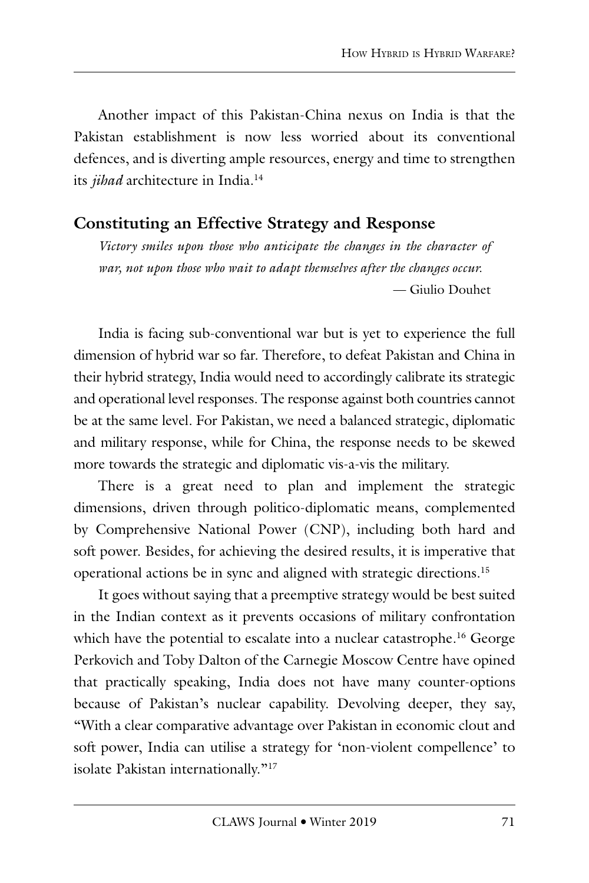Another impact of this Pakistan-China nexus on India is that the Pakistan establishment is now less worried about its conventional defences, and is diverting ample resources, energy and time to strengthen its *jihad* architecture in India.[14]

## Constituting an Effective Strategy and Response

*Victory smiles upon those who anticipate the changes in the character of war, not upon those who wait to adapt themselves after the changes occur.*

— Giulio Douhet

India is facing sub-conventional war but is yet to experience the full dimension of hybrid war so far. Therefore, to defeat Pakistan and China in their hybrid strategy, India would need to accordingly calibrate its strategic and operational level responses. The response against both countries cannot be at the same level. For Pakistan, we need a balanced strategic, diplomatic and military response, while for China, the response needs to be skewed more towards the strategic and diplomatic vis-a-vis the military.

There is a great need to plan and implement the strategic dimensions, driven through politico-diplomatic means, complemented by Comprehensive National Power (CNP), including both hard and soft power. Besides, for achieving the desired results, it is imperative that operational actions be in sync and aligned with strategic directions.[15]

It goes without saying that a preemptive strategy would be best suited in the Indian context as it prevents occasions of military confrontation which have the potential to escalate into a nuclear catastrophe.[16] George Perkovich and Toby Dalton of the Carnegie Moscow Centre have opined that practically speaking, India does not have many counter-options because of Pakistan's nuclear capability. Devolving deeper, they say, "With a clear comparative advantage over Pakistan in economic clout and soft power, India can utilise a strategy for 'non-violent compellence' to isolate Pakistan internationally."[17]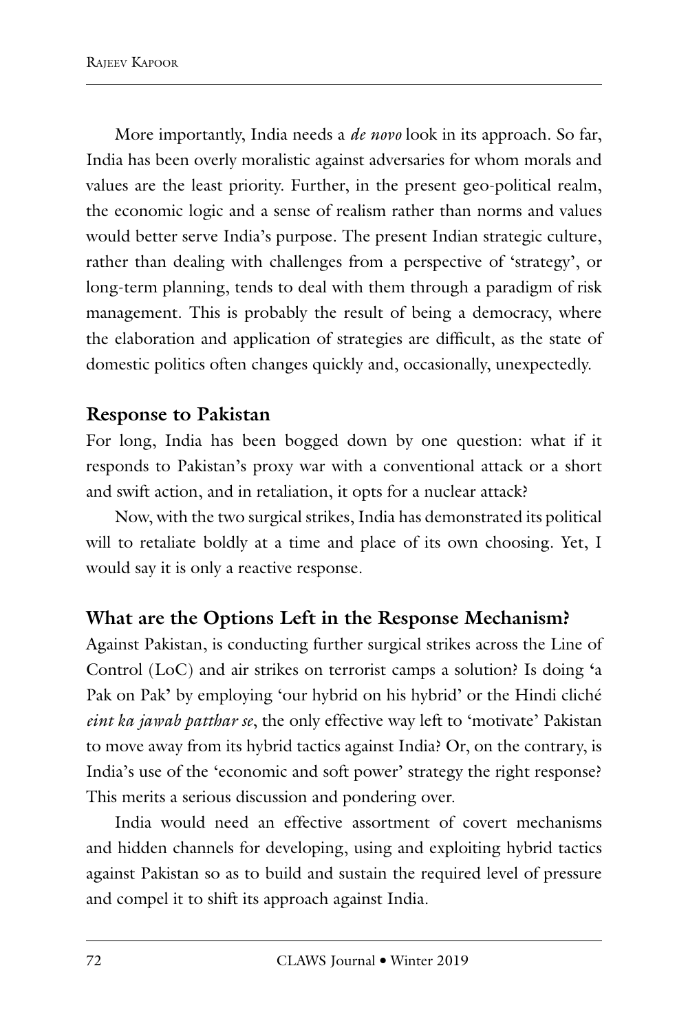More importantly, India needs a *de novo* look in its approach. So far, India has been overly moralistic against adversaries for whom morals and values are the least priority. Further, in the present geo-political realm, the economic logic and a sense of realism rather than norms and values would better serve India's purpose. The present Indian strategic culture, rather than dealing with challenges from a perspective of 'strategy', or long-term planning, tends to deal with them through a paradigm of risk management. This is probably the result of being a democracy, where the elaboration and application of strategies are difficult, as the state of domestic politics often changes quickly and, occasionally, unexpectedly.

## Response to Pakistan

For long, India has been bogged down by one question: what if it responds to Pakistan's proxy war with a conventional attack or a short and swift action, and in retaliation, it opts for a nuclear attack?

Now, with the two surgical strikes, India has demonstrated its political will to retaliate boldly at a time and place of its own choosing. Yet, I would say it is only a reactive response.

## What are the Options Left in the Response Mechanism?

Against Pakistan, is conducting further surgical strikes across the Line of Control (LoC) and air strikes on terrorist camps a solution? Is doing 'a Pak on Pak' by employing 'our hybrid on his hybrid' or the Hindi cliché *eint ka jawab patthar se*, the only effective way left to 'motivate' Pakistan to move away from its hybrid tactics against India? Or, on the contrary, is India's use of the 'economic and soft power' strategy the right response? This merits a serious discussion and pondering over.

India would need an effective assortment of covert mechanisms and hidden channels for developing, using and exploiting hybrid tactics against Pakistan so as to build and sustain the required level of pressure and compel it to shift its approach against India.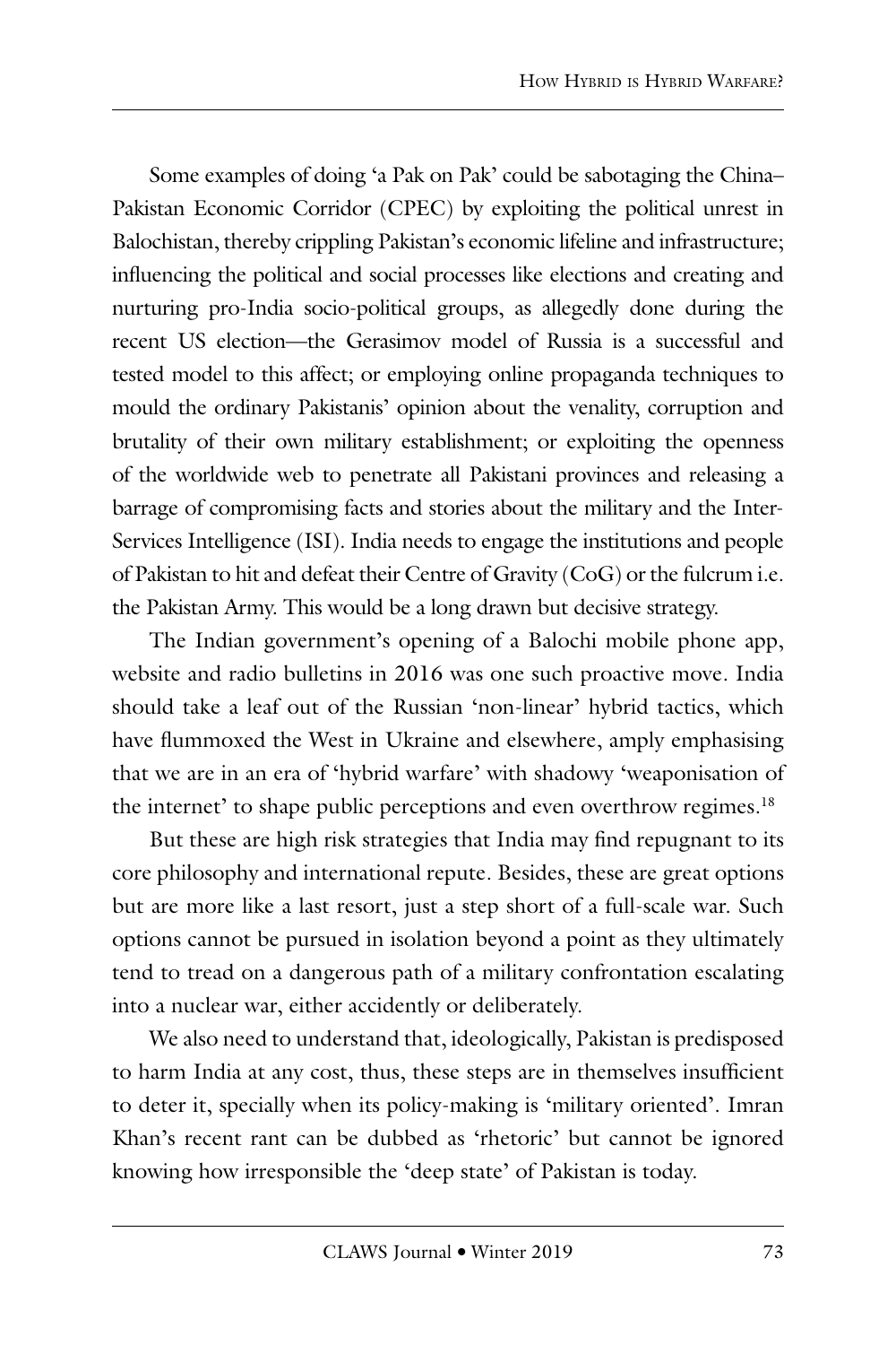Some examples of doing 'a Pak on Pak' could be sabotaging the China–Pakistan Economic Corridor (CPEC) by exploiting the political unrest in Balochistan, thereby crippling Pakistan's economic lifeline and infrastructure; influencing the political and social processes like elections and creating and nurturing pro-India socio-political groups, as allegedly done during the recent US election—the Gerasimov model of Russia is a successful and tested model to this affect; or employing online propaganda techniques to mould the ordinary Pakistanis' opinion about the venality, corruption and brutality of their own military establishment; or exploiting the openness of the worldwide web to penetrate all Pakistani provinces and releasing a barrage of compromising facts and stories about the military and the Inter-Services Intelligence (ISI). India needs to engage the institutions and people of Pakistan to hit and defeat their Centre of Gravity (CoG) or the fulcrum i.e. the Pakistan Army. This would be a long drawn but decisive strategy.

The Indian government's opening of a Balochi mobile phone app, website and radio bulletins in 2016 was one such proactive move. India should take a leaf out of the Russian 'non-linear' hybrid tactics, which have flummoxed the West in Ukraine and elsewhere, amply emphasising that we are in an era of 'hybrid warfare' with shadowy 'weaponisation of the internet' to shape public perceptions and even overthrow regimes.[18]

But these are high risk strategies that India may find repugnant to its core philosophy and international repute. Besides, these are great options but are more like a last resort, just a step short of a full-scale war. Such options cannot be pursued in isolation beyond a point as they ultimately tend to tread on a dangerous path of a military confrontation escalating into a nuclear war, either accidently or deliberately.

We also need to understand that, ideologically, Pakistan is predisposed to harm India at any cost, thus, these steps are in themselves insufficient to deter it, specially when its policy-making is 'military oriented'. Imran Khan's recent rant can be dubbed as 'rhetoric' but cannot be ignored knowing how irresponsible the 'deep state' of Pakistan is today.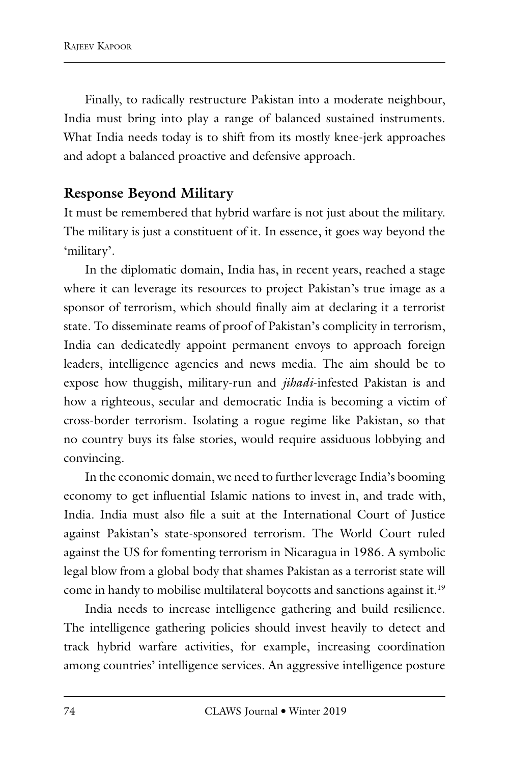Finally, to radically restructure Pakistan into a moderate neighbour, India must bring into play a range of balanced sustained instruments. What India needs today is to shift from its mostly knee-jerk approaches and adopt a balanced proactive and defensive approach.

## Response Beyond Military

It must be remembered that hybrid warfare is not just about the military. The military is just a constituent of it. In essence, it goes way beyond the 'military'.

In the diplomatic domain, India has, in recent years, reached a stage where it can leverage its resources to project Pakistan's true image as a sponsor of terrorism, which should finally aim at declaring it a terrorist state. To disseminate reams of proof of Pakistan's complicity in terrorism, India can dedicatedly appoint permanent envoys to approach foreign leaders, intelligence agencies and news media. The aim should be to expose how thuggish, military-run and *jihadi*-infested Pakistan is and how a righteous, secular and democratic India is becoming a victim of cross-border terrorism. Isolating a rogue regime like Pakistan, so that no country buys its false stories, would require assiduous lobbying and convincing.

In the economic domain, we need to further leverage India's booming economy to get influential Islamic nations to invest in, and trade with, India. India must also file a suit at the International Court of Justice against Pakistan's state-sponsored terrorism. The World Court ruled against the US for fomenting terrorism in Nicaragua in 1986. A symbolic legal blow from a global body that shames Pakistan as a terrorist state will come in handy to mobilise multilateral boycotts and sanctions against it.[19]

India needs to increase intelligence gathering and build resilience. The intelligence gathering policies should invest heavily to detect and track hybrid warfare activities, for example, increasing coordination among countries' intelligence services. An aggressive intelligence posture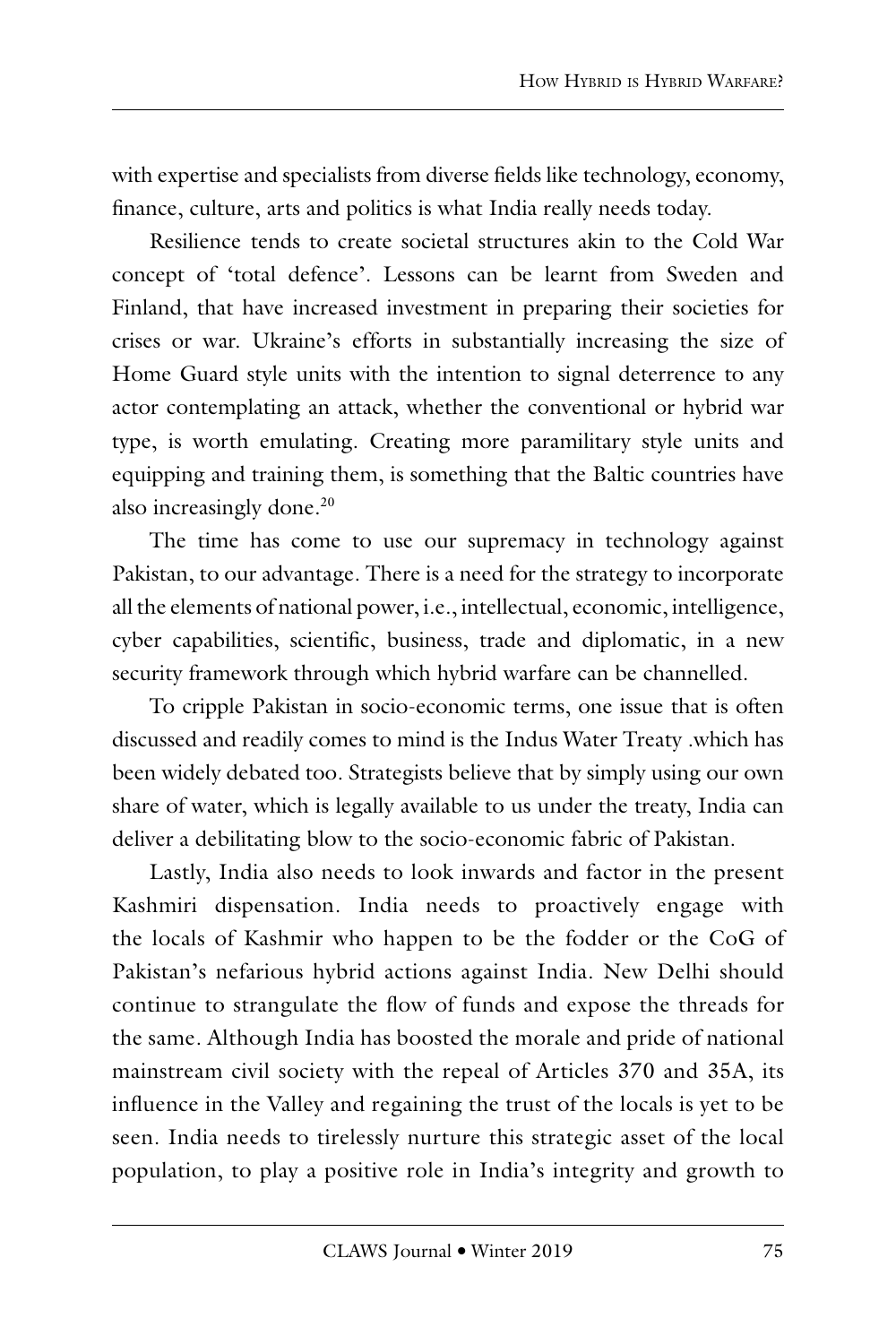with expertise and specialists from diverse fields like technology, economy, finance, culture, arts and politics is what India really needs today.

Resilience tends to create societal structures akin to the Cold War concept of 'total defence'. Lessons can be learnt from Sweden and Finland, that have increased investment in preparing their societies for crises or war. Ukraine's efforts in substantially increasing the size of Home Guard style units with the intention to signal deterrence to any actor contemplating an attack, whether the conventional or hybrid war type, is worth emulating. Creating more paramilitary style units and equipping and training them, is something that the Baltic countries have also increasingly done.[20]

The time has come to use our supremacy in technology against Pakistan, to our advantage. There is a need for the strategy to incorporate all the elements of national power, i.e., intellectual, economic, intelligence, cyber capabilities, scientific, business, trade and diplomatic, in a new security framework through which hybrid warfare can be channelled.

To cripple Pakistan in socio-economic terms, one issue that is often discussed and readily comes to mind is the Indus Water Treaty .which has been widely debated too. Strategists believe that by simply using our own share of water, which is legally available to us under the treaty, India can deliver a debilitating blow to the socio-economic fabric of Pakistan.

Lastly, India also needs to look inwards and factor in the present Kashmiri dispensation. India needs to proactively engage with the locals of Kashmir who happen to be the fodder or the CoG of Pakistan's nefarious hybrid actions against India. New Delhi should continue to strangulate the flow of funds and expose the threads for the same. Although India has boosted the morale and pride of national mainstream civil society with the repeal of Articles 370 and 35A, its influence in the Valley and regaining the trust of the locals is yet to be seen. India needs to tirelessly nurture this strategic asset of the local population, to play a positive role in India's integrity and growth to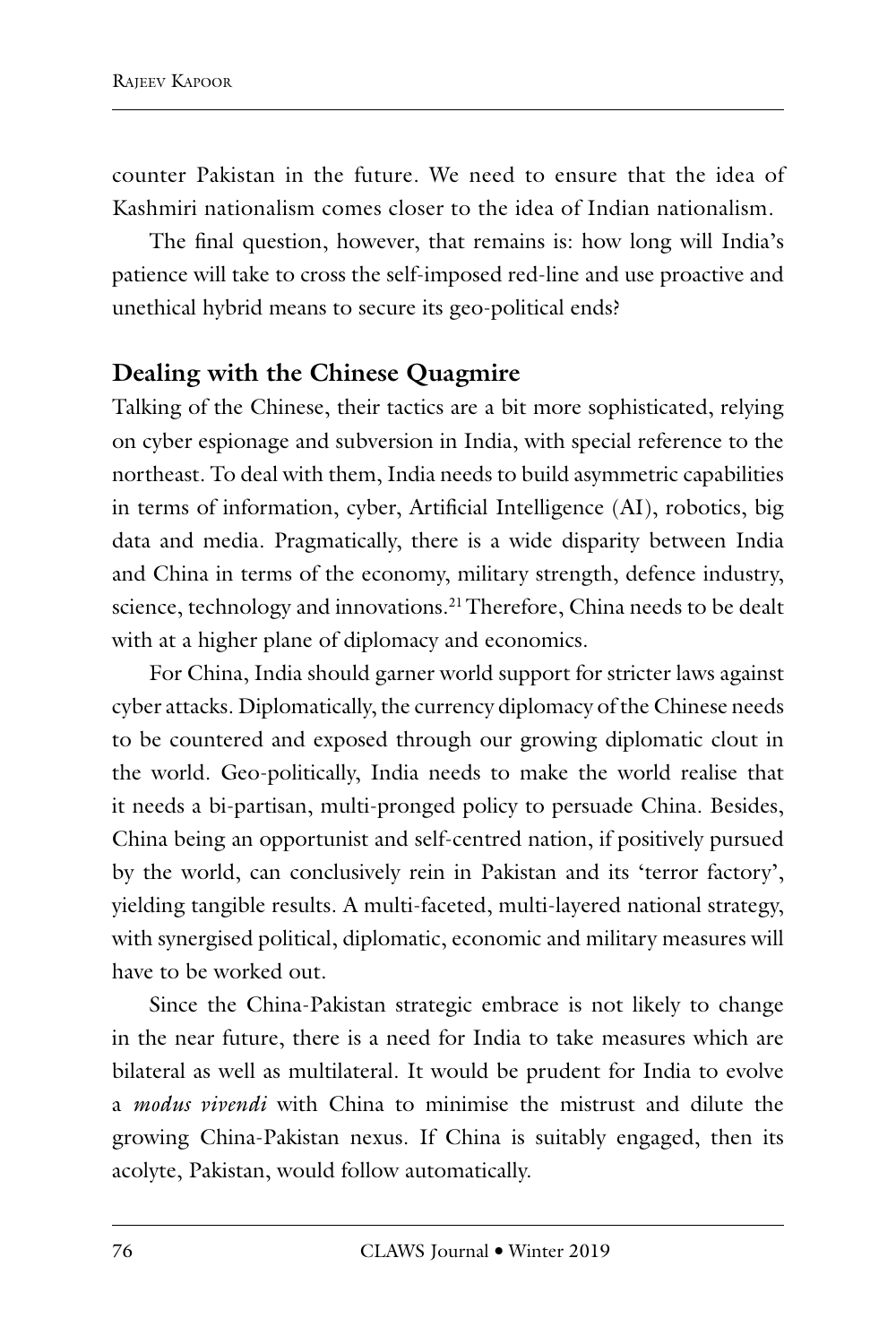counter Pakistan in the future. We need to ensure that the idea of Kashmiri nationalism comes closer to the idea of Indian nationalism.

The final question, however, that remains is: how long will India's patience will take to cross the self-imposed red-line and use proactive and unethical hybrid means to secure its geo-political ends?

## Dealing with the Chinese Quagmire

Talking of the Chinese, their tactics are a bit more sophisticated, relying on cyber espionage and subversion in India, with special reference to the northeast. To deal with them, India needs to build asymmetric capabilities in terms of information, cyber, Artificial Intelligence (AI), robotics, big data and media. Pragmatically, there is a wide disparity between India and China in terms of the economy, military strength, defence industry, science, technology and innovations.[21] Therefore, China needs to be dealt with at a higher plane of diplomacy and economics.

For China, India should garner world support for stricter laws against cyber attacks. Diplomatically, the currency diplomacy of the Chinese needs to be countered and exposed through our growing diplomatic clout in the world. Geo-politically, India needs to make the world realise that it needs a bi-partisan, multi-pronged policy to persuade China. Besides, China being an opportunist and self-centred nation, if positively pursued by the world, can conclusively rein in Pakistan and its 'terror factory', yielding tangible results. A multi-faceted, multi-layered national strategy, with synergised political, diplomatic, economic and military measures will have to be worked out.

Since the China-Pakistan strategic embrace is not likely to change in the near future, there is a need for India to take measures which are bilateral as well as multilateral. It would be prudent for India to evolve a *modus vivendi* with China to minimise the mistrust and dilute the growing China-Pakistan nexus. If China is suitably engaged, then its acolyte, Pakistan, would follow automatically.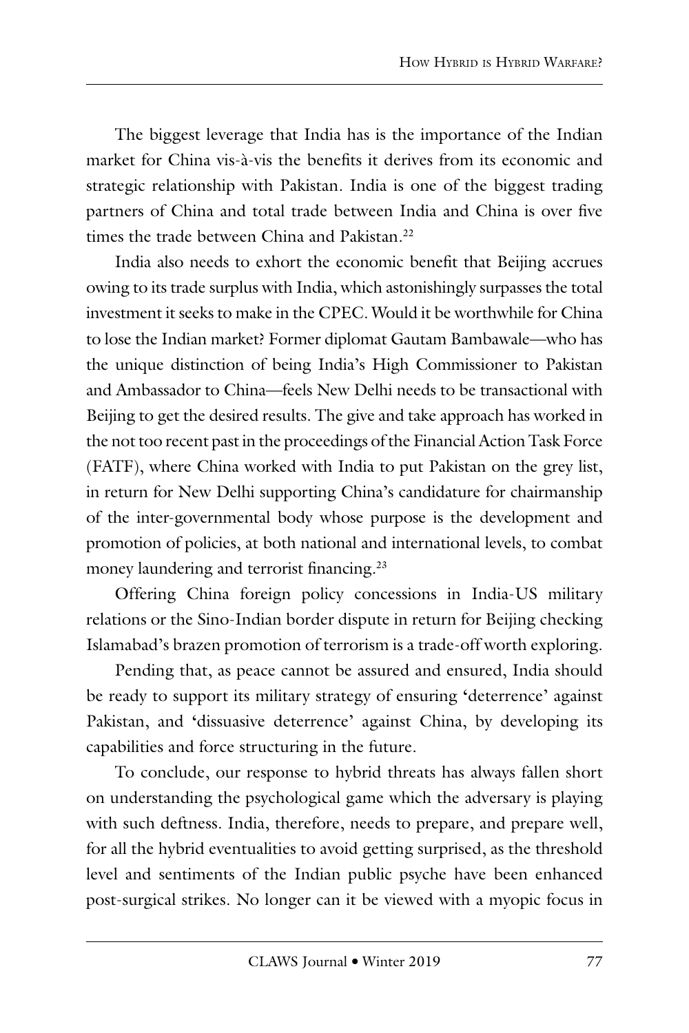The biggest leverage that India has is the importance of the Indian market for China vis-à-vis the benefits it derives from its economic and strategic relationship with Pakistan. India is one of the biggest trading partners of China and total trade between India and China is over five times the trade between China and Pakistan.[22]

India also needs to exhort the economic benefit that Beijing accrues owing to its trade surplus with India, which astonishingly surpasses the total investment it seeks to make in the CPEC. Would it be worthwhile for China to lose the Indian market? Former diplomat Gautam Bambawale—who has the unique distinction of being India's High Commissioner to Pakistan and Ambassador to China—feels New Delhi needs to be transactional with Beijing to get the desired results. The give and take approach has worked in the not too recent past in the proceedings of the Financial Action Task Force (FATF), where China worked with India to put Pakistan on the grey list, in return for New Delhi supporting China's candidature for chairmanship of the inter-governmental body whose purpose is the development and promotion of policies, at both national and international levels, to combat money laundering and terrorist financing.[23]

Offering China foreign policy concessions in India-US military relations or the Sino-Indian border dispute in return for Beijing checking Islamabad's brazen promotion of terrorism is a trade-off worth exploring.

Pending that, as peace cannot be assured and ensured, India should be ready to support its military strategy of ensuring 'deterrence' against Pakistan, and 'dissuasive deterrence' against China, by developing its capabilities and force structuring in the future.

To conclude, our response to hybrid threats has always fallen short on understanding the psychological game which the adversary is playing with such deftness. India, therefore, needs to prepare, and prepare well, for all the hybrid eventualities to avoid getting surprised, as the threshold level and sentiments of the Indian public psyche have been enhanced post-surgical strikes. No longer can it be viewed with a myopic focus in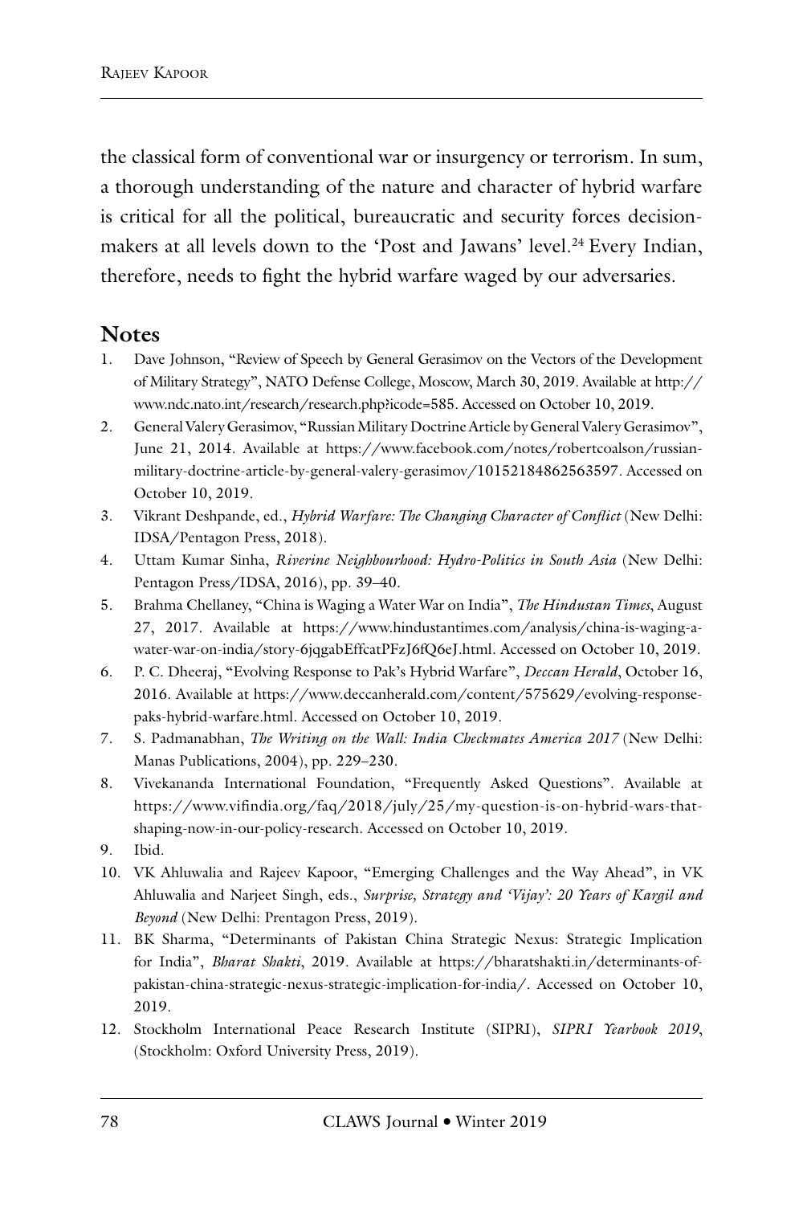the classical form of conventional war or insurgency or terrorism. In sum, a thorough understanding of the nature and character of hybrid warfare is critical for all the political, bureaucratic and security forces decision-makers at all levels down to the 'Post and Jawans' level.[24] Every Indian, therefore, needs to fight the hybrid warfare waged by our adversaries.

## Notes

1. Dave Johnson, "Review of Speech by General Gerasimov on the Vectors of the Development of Military Strategy", NATO Defense College, Moscow, March 30, 2019. Available at http://www.ndc.nato.int/research/research.php?icode=585. Accessed on October 10, 2019.
2. General Valery Gerasimov, "Russian Military Doctrine Article by General Valery Gerasimov", June 21, 2014. Available at https://www.facebook.com/notes/robertcoalson/russian-military-doctrine-article-by-general-valery-gerasimov/10152184862563597. Accessed on October 10, 2019.
3. Vikrant Deshpande, ed., *Hybrid Warfare: The Changing Character of Conflict* (New Delhi: IDSA/Pentagon Press, 2018).
4. Uttam Kumar Sinha, *Riverine Neighbourhood: Hydro-Politics in South Asia* (New Delhi: Pentagon Press/IDSA, 2016), pp. 39–40.
5. Brahma Chellaney, "China is Waging a Water War on India", *The Hindustan Times*, August 27, 2017. Available at https://www.hindustantimes.com/analysis/china-is-waging-a-water-war-on-india/story-6jqgabEffcatPFzJ6fQ6eJ.html. Accessed on October 10, 2019.
6. P. C. Dheeraj, "Evolving Response to Pak's Hybrid Warfare", *Deccan Herald*, October 16, 2016. Available at https://www.deccanherald.com/content/575629/evolving-response-paks-hybrid-warfare.html. Accessed on October 10, 2019.
7. S. Padmanabhan, *The Writing on the Wall: India Checkmates America 2017* (New Delhi: Manas Publications, 2004), pp. 229–230.
8. Vivekananda International Foundation, "Frequently Asked Questions". Available at https://www.vifindia.org/faq/2018/july/25/my-question-is-on-hybrid-wars-that-shaping-now-in-our-policy-research. Accessed on October 10, 2019.
9. Ibid.
10. VK Ahluwalia and Rajeev Kapoor, "Emerging Challenges and the Way Ahead", in VK Ahluwalia and Narjeet Singh, eds., *Surprise, Strategy and 'Vijay': 20 Years of Kargil and Beyond* (New Delhi: Prentagon Press, 2019).
11. BK Sharma, "Determinants of Pakistan China Strategic Nexus: Strategic Implication for India", *Bharat Shakti*, 2019. Available at https://bharatshakti.in/determinants-of-pakistan-china-strategic-nexus-strategic-implication-for-india/. Accessed on October 10, 2019.
12. Stockholm International Peace Research Institute (SIPRI), *SIPRI Yearbook 2019*, (Stockholm: Oxford University Press, 2019).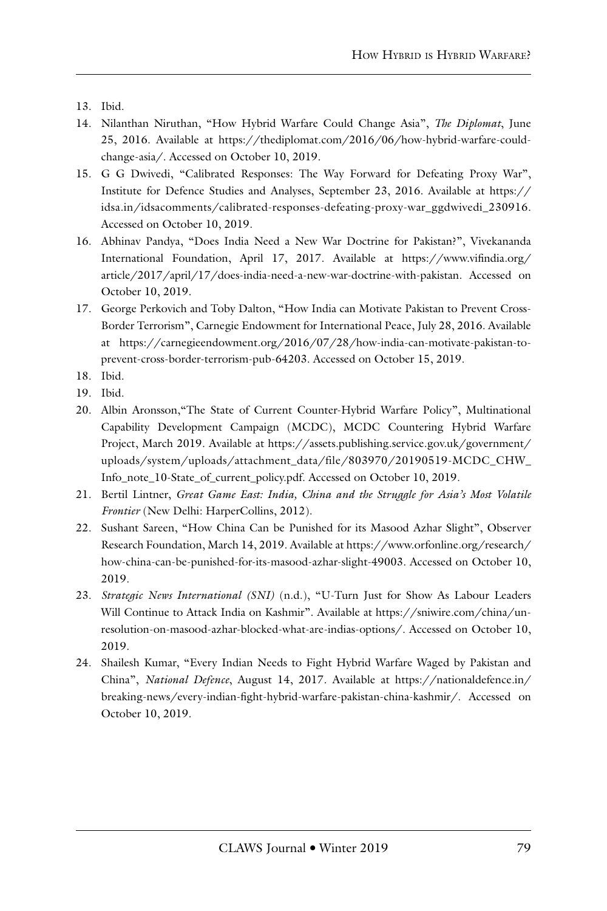13. Ibid.
14. Nilanthan Niruthan, "How Hybrid Warfare Could Change Asia", *The Diplomat*, June 25, 2016. Available at https://thediplomat.com/2016/06/how-hybrid-warfare-could-change-asia/. Accessed on October 10, 2019.
15. G G Dwivedi, "Calibrated Responses: The Way Forward for Defeating Proxy War", Institute for Defence Studies and Analyses, September 23, 2016. Available at https://idsa.in/idsacomments/calibrated-responses-defeating-proxy-war_ggdwivedi_230916. Accessed on October 10, 2019.
16. Abhinav Pandya, "Does India Need a New War Doctrine for Pakistan?", Vivekananda International Foundation, April 17, 2017. Available at https://www.vifindia.org/article/2017/april/17/does-india-need-a-new-war-doctrine-with-pakistan. Accessed on October 10, 2019.
17. George Perkovich and Toby Dalton, "How India can Motivate Pakistan to Prevent Cross-Border Terrorism", Carnegie Endowment for International Peace, July 28, 2016. Available at https://carnegieendowment.org/2016/07/28/how-india-can-motivate-pakistan-to-prevent-cross-border-terrorism-pub-64203. Accessed on October 15, 2019.
18. Ibid.
19. Ibid.
20. Albin Aronsson,"The State of Current Counter-Hybrid Warfare Policy", Multinational Capability Development Campaign (MCDC), MCDC Countering Hybrid Warfare Project, March 2019. Available at https://assets.publishing.service.gov.uk/government/uploads/system/uploads/attachment_data/file/803970/20190519-MCDC_CHW_Info_note_10-State_of_current_policy.pdf. Accessed on October 10, 2019.
21. Bertil Lintner, *Great Game East: India, China and the Struggle for Asia's Most Volatile Frontier* (New Delhi: HarperCollins, 2012).
22. Sushant Sareen, "How China Can be Punished for its Masood Azhar Slight", Observer Research Foundation, March 14, 2019. Available at https://www.orfonline.org/research/how-china-can-be-punished-for-its-masood-azhar-slight-49003. Accessed on October 10, 2019.
23. *Strategic News International (SNI)* (n.d.), "U-Turn Just for Show As Labour Leaders Will Continue to Attack India on Kashmir". Available at https://sniwire.com/china/un-resolution-on-masood-azhar-blocked-what-are-indias-options/. Accessed on October 10, 2019.
24. Shailesh Kumar, "Every Indian Needs to Fight Hybrid Warfare Waged by Pakistan and China", *National Defence*, August 14, 2017. Available at https://nationaldefence.in/breaking-news/every-indian-fight-hybrid-warfare-pakistan-china-kashmir/. Accessed on October 10, 2019.